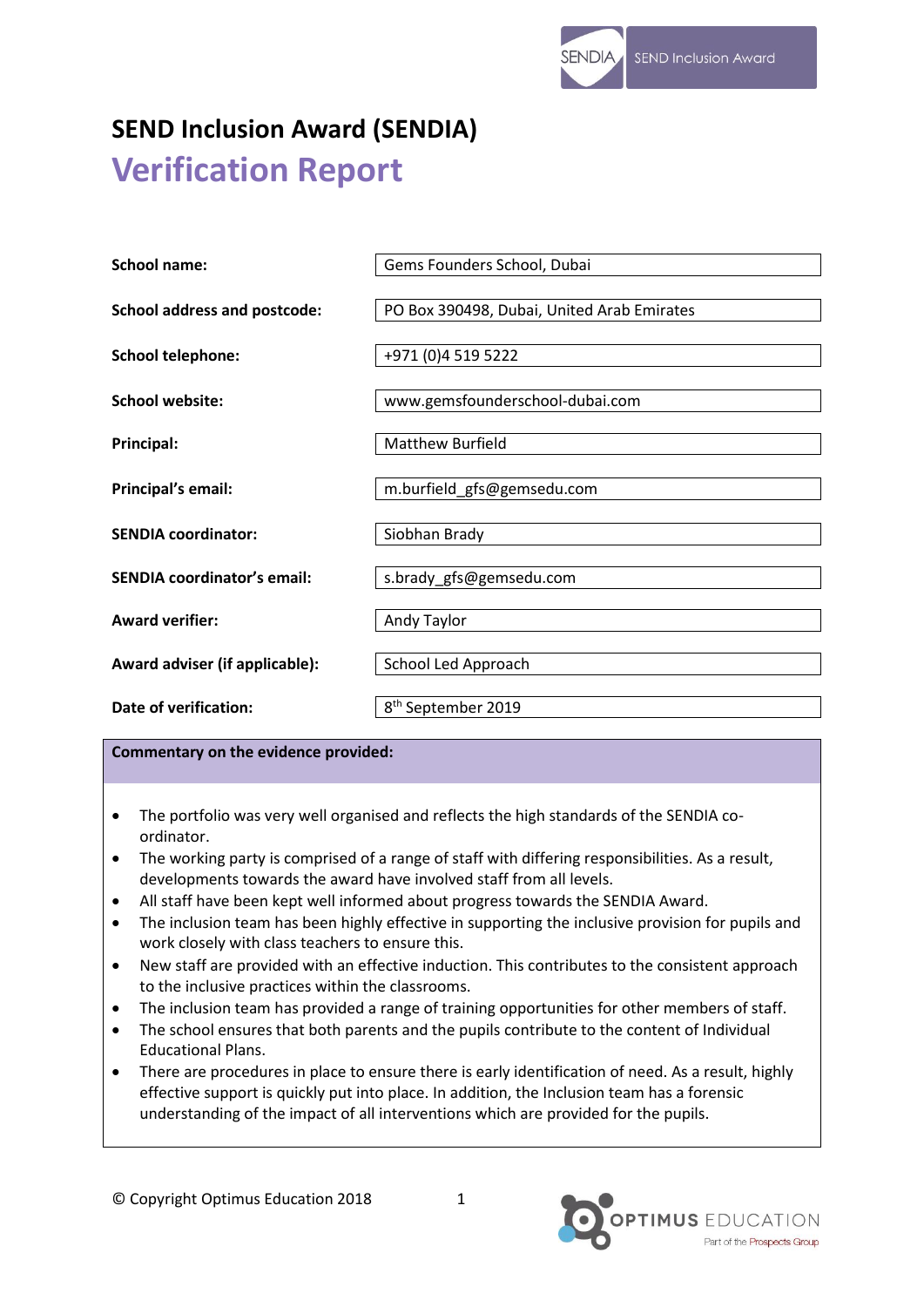# SEND Inclusion Award (SENDIA)

## Verification Report

| | |
|---|---|
| **School name:** | Gems Founders School, Dubai |
| **School address and postcode:** | PO Box 390498, Dubai, United Arab Emirates |
| **School telephone:** | +971 (0)4 519 5222 |
| **School website:** | www.gemsfounderschool-dubai.com |
| **Principal:** | Matthew Burfield |
| **Principal's email:** | m.burfield_gfs@gemsedu.com |
| **SENDIA coordinator:** | Siobhan Brady |
| **SENDIA coordinator's email:** | s.brady_gfs@gemsedu.com |
| **Award verifier:** | Andy Taylor |
| **Award adviser (if applicable):** | School Led Approach |
| **Date of verification:** | 8th September 2019 |

**Commentary on the evidence provided:**

- The portfolio was very well organised and reflects the high standards of the SENDIA co-ordinator.
- The working party is comprised of a range of staff with differing responsibilities. As a result, developments towards the award have involved staff from all levels.
- All staff have been kept well informed about progress towards the SENDIA Award.
- The inclusion team has been highly effective in supporting the inclusive provision for pupils and work closely with class teachers to ensure this.
- New staff are provided with an effective induction. This contributes to the consistent approach to the inclusive practices within the classrooms.
- The inclusion team has provided a range of training opportunities for other members of staff.
- The school ensures that both parents and the pupils contribute to the content of Individual Educational Plans.
- There are procedures in place to ensure there is early identification of need. As a result, highly effective support is quickly put into place. In addition, the Inclusion team has a forensic understanding of the impact of all interventions which are provided for the pupils.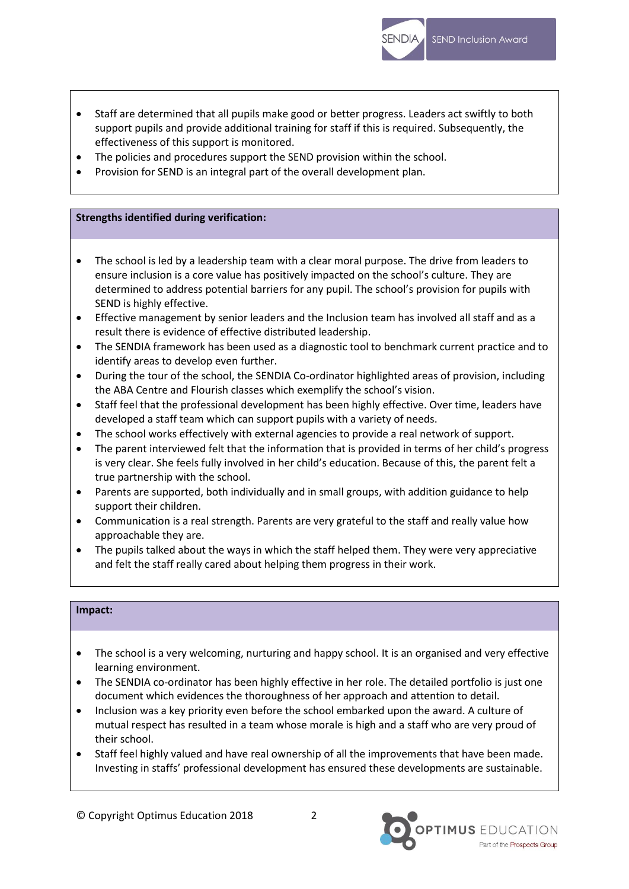- Staff are determined that all pupils make good or better progress. Leaders act swiftly to both support pupils and provide additional training for staff if this is required. Subsequently, the effectiveness of this support is monitored.
- The policies and procedures support the SEND provision within the school.
- Provision for SEND is an integral part of the overall development plan.

**Strengths identified during verification:**

- The school is led by a leadership team with a clear moral purpose. The drive from leaders to ensure inclusion is a core value has positively impacted on the school's culture. They are determined to address potential barriers for any pupil. The school's provision for pupils with SEND is highly effective.
- Effective management by senior leaders and the Inclusion team has involved all staff and as a result there is evidence of effective distributed leadership.
- The SENDIA framework has been used as a diagnostic tool to benchmark current practice and to identify areas to develop even further.
- During the tour of the school, the SENDIA Co-ordinator highlighted areas of provision, including the ABA Centre and Flourish classes which exemplify the school's vision.
- Staff feel that the professional development has been highly effective. Over time, leaders have developed a staff team which can support pupils with a variety of needs.
- The school works effectively with external agencies to provide a real network of support.
- The parent interviewed felt that the information that is provided in terms of her child's progress is very clear. She feels fully involved in her child's education. Because of this, the parent felt a true partnership with the school.
- Parents are supported, both individually and in small groups, with addition guidance to help support their children.
- Communication is a real strength. Parents are very grateful to the staff and really value how approachable they are.
- The pupils talked about the ways in which the staff helped them. They were very appreciative and felt the staff really cared about helping them progress in their work.

**Impact:**

- The school is a very welcoming, nurturing and happy school. It is an organised and very effective learning environment.
- The SENDIA co-ordinator has been highly effective in her role. The detailed portfolio is just one document which evidences the thoroughness of her approach and attention to detail.
- Inclusion was a key priority even before the school embarked upon the award. A culture of mutual respect has resulted in a team whose morale is high and a staff who are very proud of their school.
- Staff feel highly valued and have real ownership of all the improvements that have been made. Investing in staffs' professional development has ensured these developments are sustainable.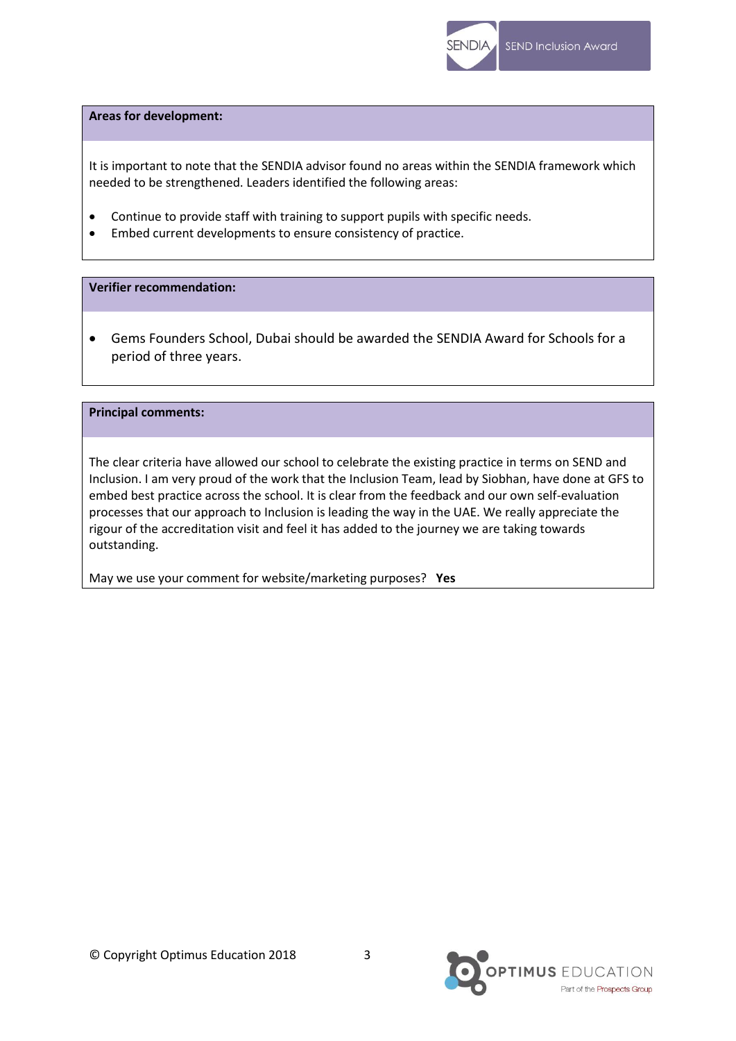**Areas for development:**

It is important to note that the SENDIA advisor found no areas within the SENDIA framework which needed to be strengthened. Leaders identified the following areas:

- Continue to provide staff with training to support pupils with specific needs.
- Embed current developments to ensure consistency of practice.

**Verifier recommendation:**

- Gems Founders School, Dubai should be awarded the SENDIA Award for Schools for a period of three years.

**Principal comments:**

The clear criteria have allowed our school to celebrate the existing practice in terms on SEND and Inclusion. I am very proud of the work that the Inclusion Team, lead by Siobhan, have done at GFS to embed best practice across the school. It is clear from the feedback and our own self-evaluation processes that our approach to Inclusion is leading the way in the UAE. We really appreciate the rigour of the accreditation visit and feel it has added to the journey we are taking towards outstanding.

May we use your comment for website/marketing purposes? **Yes**